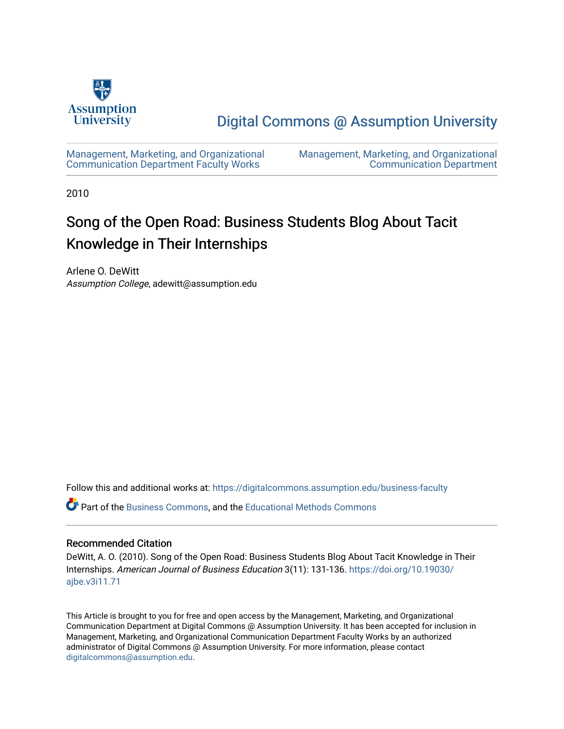Assumption University

# Digital Commons @ Assumption University

Management, Marketing, and Organizational Communication Department Faculty Works | Management, Marketing, and Organizational Communication Department

2010

## Song of the Open Road: Business Students Blog About Tacit Knowledge in Their Internships

Arlene O. DeWitt
*Assumption College*, adewitt@assumption.edu

Follow this and additional works at: https://digitalcommons.assumption.edu/business-faculty

Part of the Business Commons, and the Educational Methods Commons

### Recommended Citation

DeWitt, A. O. (2010). Song of the Open Road: Business Students Blog About Tacit Knowledge in Their Internships. *American Journal of Business Education* 3(11): 131-136. https://doi.org/10.19030/ajbe.v3i11.71

This Article is brought to you for free and open access by the Management, Marketing, and Organizational Communication Department at Digital Commons @ Assumption University. It has been accepted for inclusion in Management, Marketing, and Organizational Communication Department Faculty Works by an authorized administrator of Digital Commons @ Assumption University. For more information, please contact digitalcommons@assumption.edu.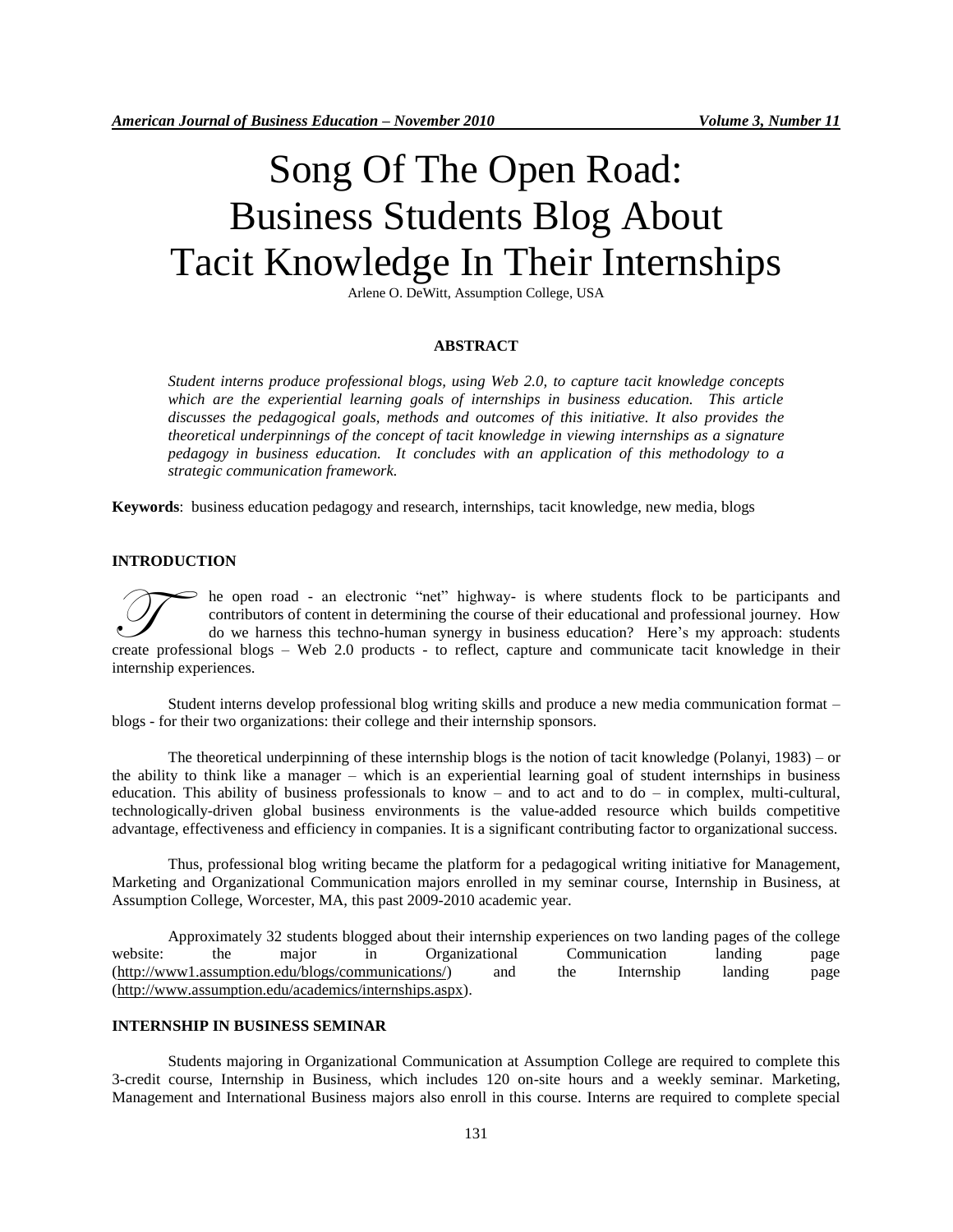# Song Of The Open Road: Business Students Blog About Tacit Knowledge In Their Internships

Arlene O. DeWitt, Assumption College, USA

## ABSTRACT

*Student interns produce professional blogs, using Web 2.0, to capture tacit knowledge concepts which are the experiential learning goals of internships in business education. This article discusses the pedagogical goals, methods and outcomes of this initiative. It also provides the theoretical underpinnings of the concept of tacit knowledge in viewing internships as a signature pedagogy in business education. It concludes with an application of this methodology to a strategic communication framework.*

**Keywords**: business education pedagogy and research, internships, tacit knowledge, new media, blogs

## INTRODUCTION

The open road - an electronic "net" highway- is where students flock to be participants and contributors of content in determining the course of their educational and professional journey. How do we harness this techno-human synergy in business education? Here's my approach: students create professional blogs – Web 2.0 products - to reflect, capture and communicate tacit knowledge in their internship experiences.

Student interns develop professional blog writing skills and produce a new media communication format – blogs - for their two organizations: their college and their internship sponsors.

The theoretical underpinning of these internship blogs is the notion of tacit knowledge (Polanyi, 1983) – or the ability to think like a manager – which is an experiential learning goal of student internships in business education. This ability of business professionals to know – and to act and to do – in complex, multi-cultural, technologically-driven global business environments is the value-added resource which builds competitive advantage, effectiveness and efficiency in companies. It is a significant contributing factor to organizational success.

Thus, professional blog writing became the platform for a pedagogical writing initiative for Management, Marketing and Organizational Communication majors enrolled in my seminar course, Internship in Business, at Assumption College, Worcester, MA, this past 2009-2010 academic year.

Approximately 32 students blogged about their internship experiences on two landing pages of the college website: the major in Organizational Communication landing page (http://www1.assumption.edu/blogs/communications/) and the Internship landing page (http://www.assumption.edu/academics/internships.aspx).

## INTERNSHIP IN BUSINESS SEMINAR

Students majoring in Organizational Communication at Assumption College are required to complete this 3-credit course, Internship in Business, which includes 120 on-site hours and a weekly seminar. Marketing, Management and International Business majors also enroll in this course. Interns are required to complete special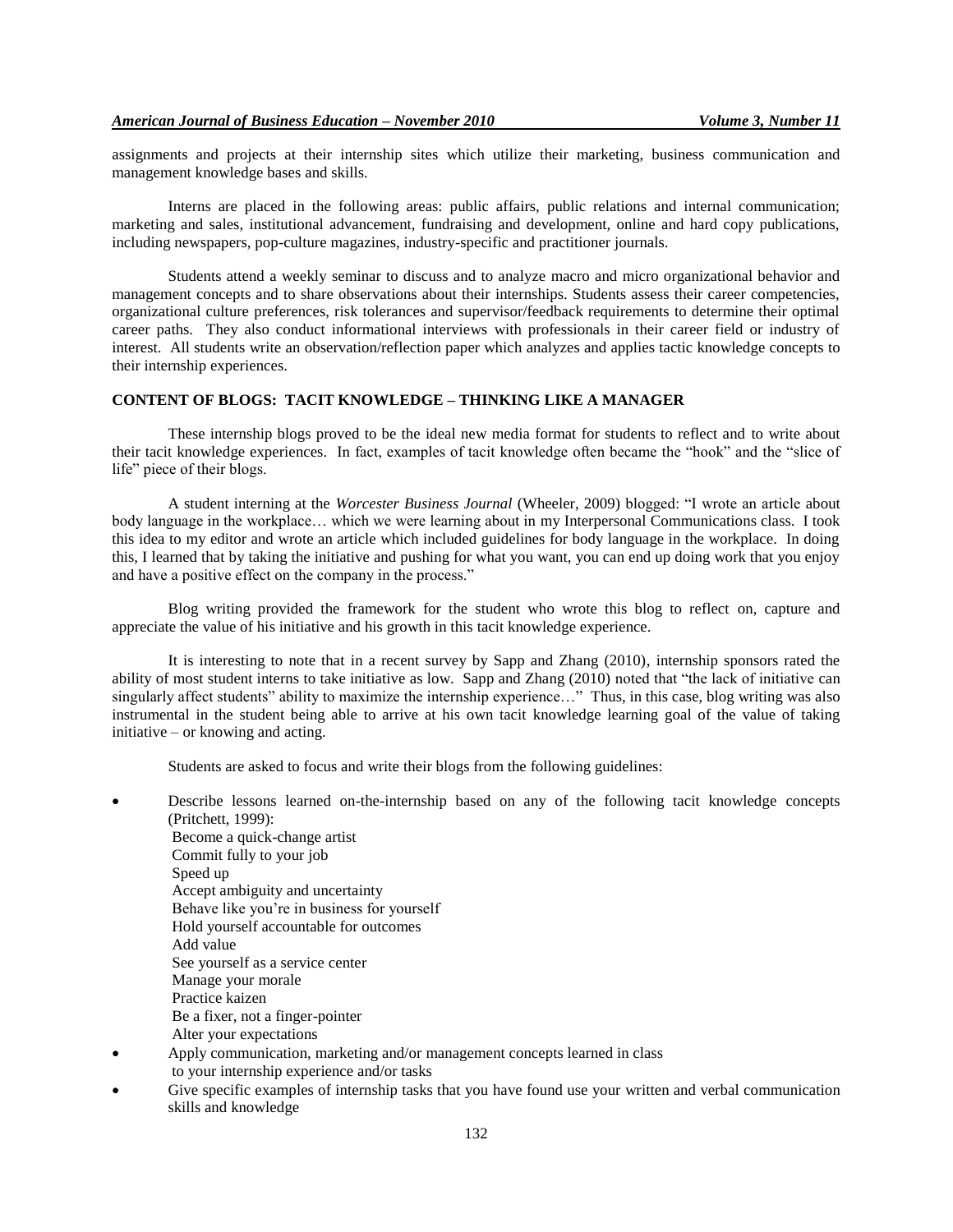assignments and projects at their internship sites which utilize their marketing, business communication and management knowledge bases and skills.

Interns are placed in the following areas: public affairs, public relations and internal communication; marketing and sales, institutional advancement, fundraising and development, online and hard copy publications, including newspapers, pop-culture magazines, industry-specific and practitioner journals.

Students attend a weekly seminar to discuss and to analyze macro and micro organizational behavior and management concepts and to share observations about their internships. Students assess their career competencies, organizational culture preferences, risk tolerances and supervisor/feedback requirements to determine their optimal career paths. They also conduct informational interviews with professionals in their career field or industry of interest. All students write an observation/reflection paper which analyzes and applies tactic knowledge concepts to their internship experiences.

## CONTENT OF BLOGS: TACIT KNOWLEDGE – THINKING LIKE A MANAGER

These internship blogs proved to be the ideal new media format for students to reflect and to write about their tacit knowledge experiences. In fact, examples of tacit knowledge often became the "hook" and the "slice of life" piece of their blogs.

A student interning at the *Worcester Business Journal* (Wheeler, 2009) blogged: "I wrote an article about body language in the workplace… which we were learning about in my Interpersonal Communications class. I took this idea to my editor and wrote an article which included guidelines for body language in the workplace. In doing this, I learned that by taking the initiative and pushing for what you want, you can end up doing work that you enjoy and have a positive effect on the company in the process."

Blog writing provided the framework for the student who wrote this blog to reflect on, capture and appreciate the value of his initiative and his growth in this tacit knowledge experience.

It is interesting to note that in a recent survey by Sapp and Zhang (2010), internship sponsors rated the ability of most student interns to take initiative as low. Sapp and Zhang (2010) noted that "the lack of initiative can singularly affect students" ability to maximize the internship experience…" Thus, in this case, blog writing was also instrumental in the student being able to arrive at his own tacit knowledge learning goal of the value of taking initiative – or knowing and acting.

Students are asked to focus and write their blogs from the following guidelines:

- Describe lessons learned on-the-internship based on any of the following tacit knowledge concepts (Pritchett, 1999):
  Become a quick-change artist
  Commit fully to your job
  Speed up
  Accept ambiguity and uncertainty
  Behave like you're in business for yourself
  Hold yourself accountable for outcomes
  Add value
  See yourself as a service center
  Manage your morale
  Practice kaizen
  Be a fixer, not a finger-pointer
  Alter your expectations
- Apply communication, marketing and/or management concepts learned in class to your internship experience and/or tasks
- Give specific examples of internship tasks that you have found use your written and verbal communication skills and knowledge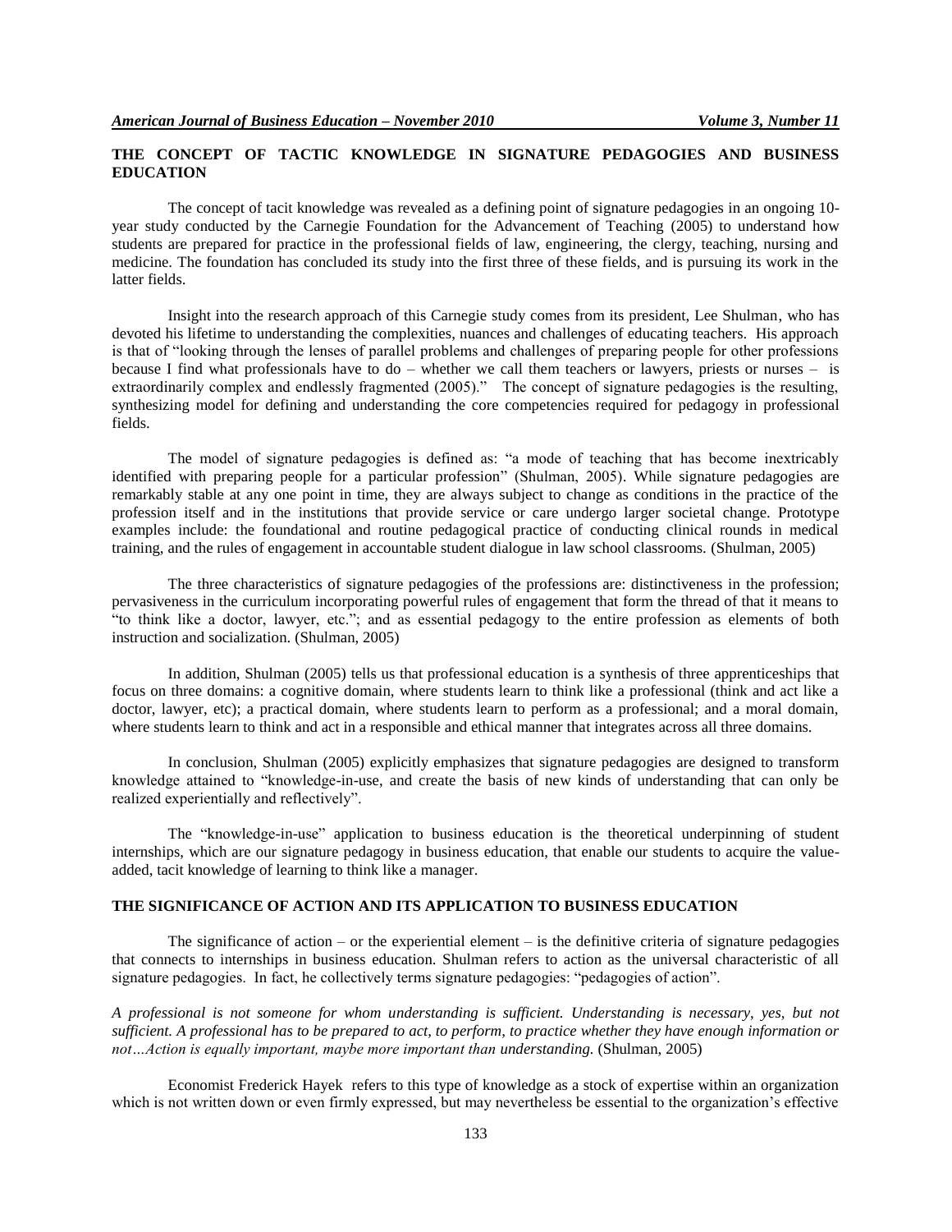## THE CONCEPT OF TACTIC KNOWLEDGE IN SIGNATURE PEDAGOGIES AND BUSINESS EDUCATION

The concept of tacit knowledge was revealed as a defining point of signature pedagogies in an ongoing 10-year study conducted by the Carnegie Foundation for the Advancement of Teaching (2005) to understand how students are prepared for practice in the professional fields of law, engineering, the clergy, teaching, nursing and medicine. The foundation has concluded its study into the first three of these fields, and is pursuing its work in the latter fields.

Insight into the research approach of this Carnegie study comes from its president, Lee Shulman, who has devoted his lifetime to understanding the complexities, nuances and challenges of educating teachers. His approach is that of "looking through the lenses of parallel problems and challenges of preparing people for other professions because I find what professionals have to do – whether we call them teachers or lawyers, priests or nurses – is extraordinarily complex and endlessly fragmented (2005)." The concept of signature pedagogies is the resulting, synthesizing model for defining and understanding the core competencies required for pedagogy in professional fields.

The model of signature pedagogies is defined as: "a mode of teaching that has become inextricably identified with preparing people for a particular profession" (Shulman, 2005). While signature pedagogies are remarkably stable at any one point in time, they are always subject to change as conditions in the practice of the profession itself and in the institutions that provide service or care undergo larger societal change. Prototype examples include: the foundational and routine pedagogical practice of conducting clinical rounds in medical training, and the rules of engagement in accountable student dialogue in law school classrooms. (Shulman, 2005)

The three characteristics of signature pedagogies of the professions are: distinctiveness in the profession; pervasiveness in the curriculum incorporating powerful rules of engagement that form the thread of that it means to "to think like a doctor, lawyer, etc."; and as essential pedagogy to the entire profession as elements of both instruction and socialization. (Shulman, 2005)

In addition, Shulman (2005) tells us that professional education is a synthesis of three apprenticeships that focus on three domains: a cognitive domain, where students learn to think like a professional (think and act like a doctor, lawyer, etc); a practical domain, where students learn to perform as a professional; and a moral domain, where students learn to think and act in a responsible and ethical manner that integrates across all three domains.

In conclusion, Shulman (2005) explicitly emphasizes that signature pedagogies are designed to transform knowledge attained to "knowledge-in-use, and create the basis of new kinds of understanding that can only be realized experientially and reflectively".

The "knowledge-in-use" application to business education is the theoretical underpinning of student internships, which are our signature pedagogy in business education, that enable our students to acquire the value-added, tacit knowledge of learning to think like a manager.

## THE SIGNIFICANCE OF ACTION AND ITS APPLICATION TO BUSINESS EDUCATION

The significance of action – or the experiential element – is the definitive criteria of signature pedagogies that connects to internships in business education. Shulman refers to action as the universal characteristic of all signature pedagogies. In fact, he collectively terms signature pedagogies: "pedagogies of action".

*A professional is not someone for whom understanding is sufficient. Understanding is necessary, yes, but not sufficient. A professional has to be prepared to act, to perform, to practice whether they have enough information or not…Action is equally important, maybe more important than understanding.* (Shulman, 2005)

Economist Frederick Hayek refers to this type of knowledge as a stock of expertise within an organization which is not written down or even firmly expressed, but may nevertheless be essential to the organization's effective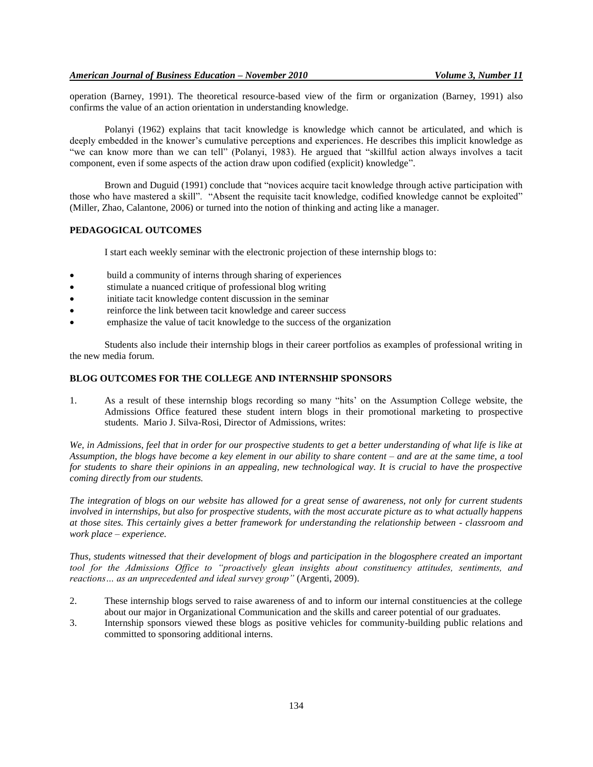operation (Barney, 1991). The theoretical resource-based view of the firm or organization (Barney, 1991) also confirms the value of an action orientation in understanding knowledge.

Polanyi (1962) explains that tacit knowledge is knowledge which cannot be articulated, and which is deeply embedded in the knower's cumulative perceptions and experiences. He describes this implicit knowledge as "we can know more than we can tell" (Polanyi, 1983). He argued that "skillful action always involves a tacit component, even if some aspects of the action draw upon codified (explicit) knowledge".

Brown and Duguid (1991) conclude that "novices acquire tacit knowledge through active participation with those who have mastered a skill". "Absent the requisite tacit knowledge, codified knowledge cannot be exploited" (Miller, Zhao, Calantone, 2006) or turned into the notion of thinking and acting like a manager.

## PEDAGOGICAL OUTCOMES

I start each weekly seminar with the electronic projection of these internship blogs to:

- build a community of interns through sharing of experiences
- stimulate a nuanced critique of professional blog writing
- initiate tacit knowledge content discussion in the seminar
- reinforce the link between tacit knowledge and career success
- emphasize the value of tacit knowledge to the success of the organization

Students also include their internship blogs in their career portfolios as examples of professional writing in the new media forum.

## BLOG OUTCOMES FOR THE COLLEGE AND INTERNSHIP SPONSORS

1. As a result of these internship blogs recording so many "hits' on the Assumption College website, the Admissions Office featured these student intern blogs in their promotional marketing to prospective students. Mario J. Silva-Rosi, Director of Admissions, writes:

*We, in Admissions, feel that in order for our prospective students to get a better understanding of what life is like at Assumption, the blogs have become a key element in our ability to share content – and are at the same time, a tool for students to share their opinions in an appealing, new technological way. It is crucial to have the prospective coming directly from our students.*

*The integration of blogs on our website has allowed for a great sense of awareness, not only for current students involved in internships, but also for prospective students, with the most accurate picture as to what actually happens at those sites. This certainly gives a better framework for understanding the relationship between - classroom and work place – experience.*

*Thus, students witnessed that their development of blogs and participation in the blogosphere created an important tool for the Admissions Office to "proactively glean insights about constituency attitudes, sentiments, and reactions… as an unprecedented and ideal survey group"* (Argenti, 2009).

2. These internship blogs served to raise awareness of and to inform our internal constituencies at the college about our major in Organizational Communication and the skills and career potential of our graduates.
3. Internship sponsors viewed these blogs as positive vehicles for community-building public relations and committed to sponsoring additional interns.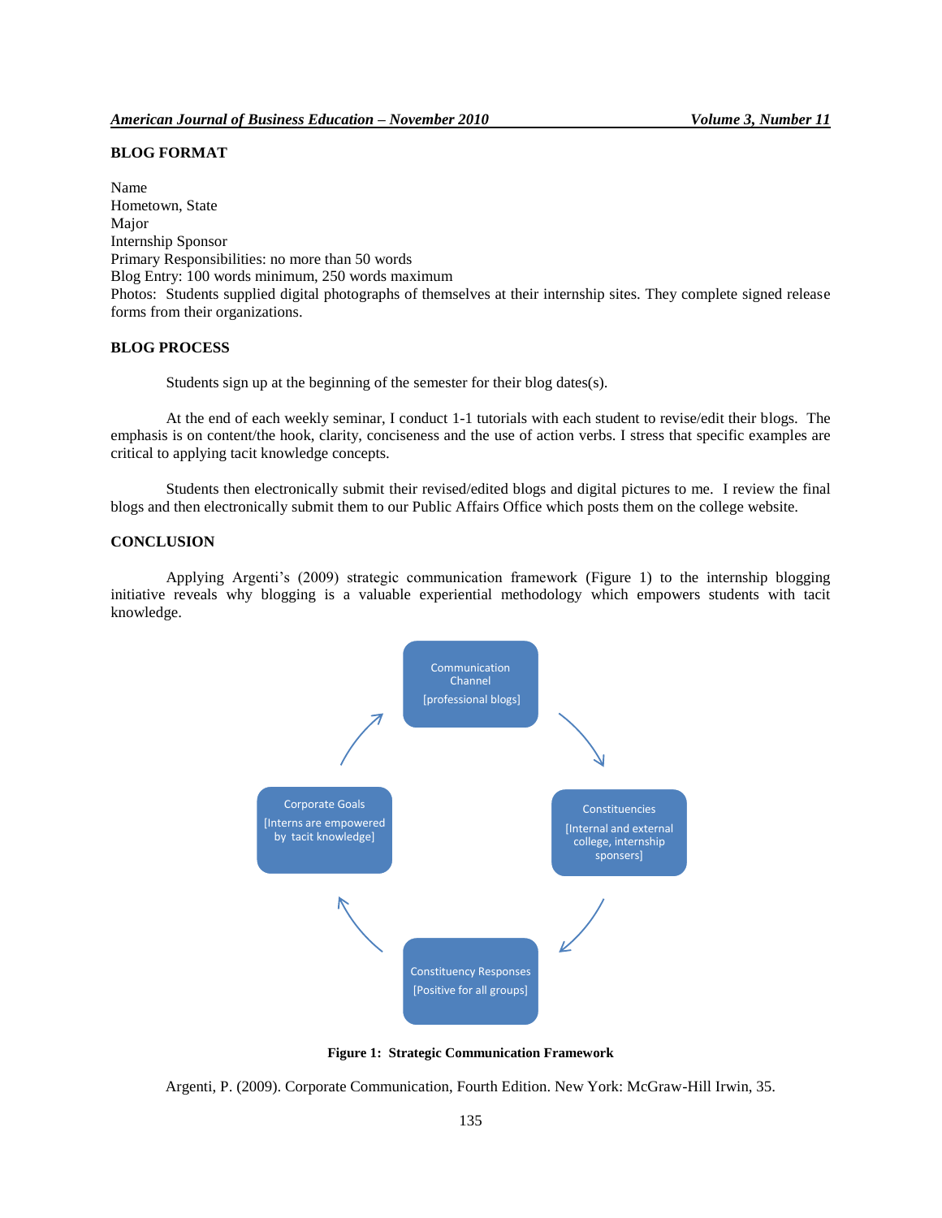## BLOG FORMAT

Name
Hometown, State
Major
Internship Sponsor
Primary Responsibilities: no more than 50 words
Blog Entry: 100 words minimum, 250 words maximum
Photos: Students supplied digital photographs of themselves at their internship sites. They complete signed release forms from their organizations.

## BLOG PROCESS

Students sign up at the beginning of the semester for their blog dates(s).

At the end of each weekly seminar, I conduct 1-1 tutorials with each student to revise/edit their blogs. The emphasis is on content/the hook, clarity, conciseness and the use of action verbs. I stress that specific examples are critical to applying tacit knowledge concepts.

Students then electronically submit their revised/edited blogs and digital pictures to me. I review the final blogs and then electronically submit them to our Public Affairs Office which posts them on the college website.

## CONCLUSION

Applying Argenti's (2009) strategic communication framework (Figure 1) to the internship blogging initiative reveals why blogging is a valuable experiential methodology which empowers students with tacit knowledge.

Communication Channel [professional blogs]

Constituencies [Internal and external college, internship sponsers]

Constituency Responses [Positive for all groups]

Corporate Goals [Interns are empowered by tacit knowledge]

**Figure 1: Strategic Communication Framework**

Argenti, P. (2009). Corporate Communication, Fourth Edition. New York: McGraw-Hill Irwin, 35.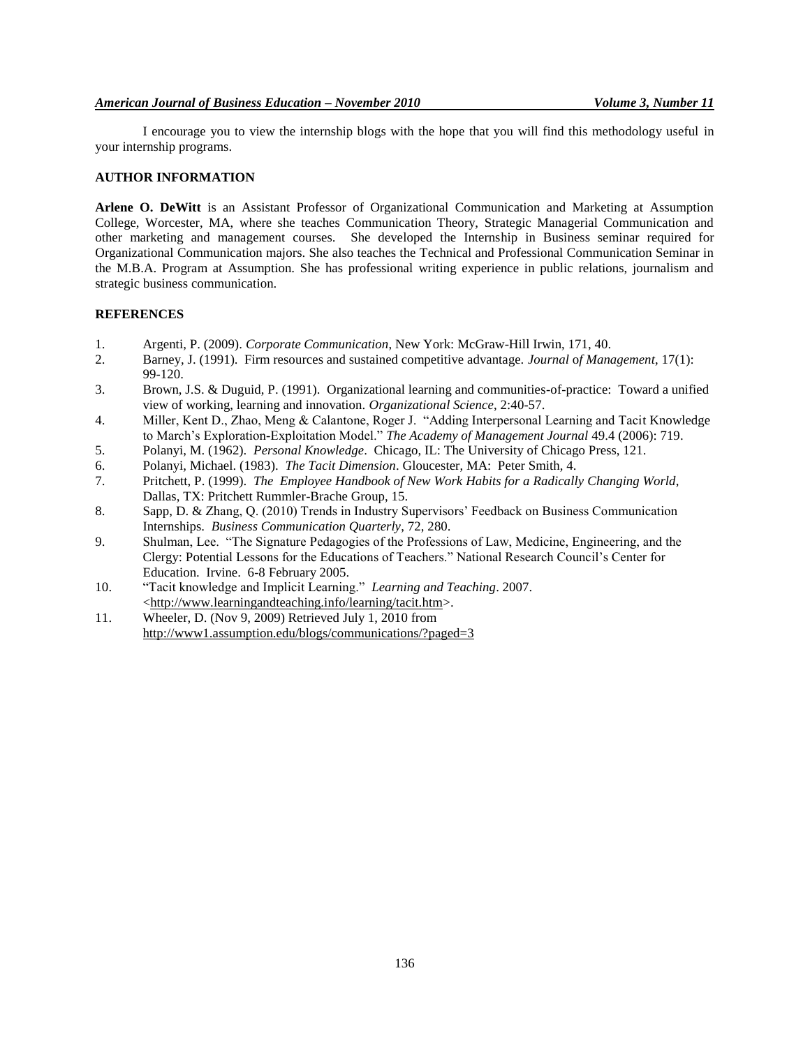I encourage you to view the internship blogs with the hope that you will find this methodology useful in your internship programs.

## AUTHOR INFORMATION

**Arlene O. DeWitt** is an Assistant Professor of Organizational Communication and Marketing at Assumption College, Worcester, MA, where she teaches Communication Theory, Strategic Managerial Communication and other marketing and management courses. She developed the Internship in Business seminar required for Organizational Communication majors. She also teaches the Technical and Professional Communication Seminar in the M.B.A. Program at Assumption. She has professional writing experience in public relations, journalism and strategic business communication.

## REFERENCES

1. Argenti, P. (2009). *Corporate Communication*, New York: McGraw-Hill Irwin, 171, 40.
2. Barney, J. (1991). Firm resources and sustained competitive advantage. *Journal of Management*, 17(1): 99-120.
3. Brown, J.S. & Duguid, P. (1991). Organizational learning and communities-of-practice: Toward a unified view of working, learning and innovation. *Organizational Science*, 2:40-57.
4. Miller, Kent D., Zhao, Meng & Calantone, Roger J. "Adding Interpersonal Learning and Tacit Knowledge to March's Exploration-Exploitation Model." *The Academy of Management Journal* 49.4 (2006): 719.
5. Polanyi, M. (1962). *Personal Knowledge*. Chicago, IL: The University of Chicago Press, 121.
6. Polanyi, Michael. (1983). *The Tacit Dimension*. Gloucester, MA: Peter Smith, 4.
7. Pritchett, P. (1999). *The Employee Handbook of New Work Habits for a Radically Changing World*, Dallas, TX: Pritchett Rummler-Brache Group, 15.
8. Sapp, D. & Zhang, Q. (2010) Trends in Industry Supervisors' Feedback on Business Communication Internships. *Business Communication Quarterly*, 72, 280.
9. Shulman, Lee. "The Signature Pedagogies of the Professions of Law, Medicine, Engineering, and the Clergy: Potential Lessons for the Educations of Teachers." National Research Council's Center for Education. Irvine. 6-8 February 2005.
10. "Tacit knowledge and Implicit Learning." *Learning and Teaching*. 2007. <http://www.learningandteaching.info/learning/tacit.htm>.
11. Wheeler, D. (Nov 9, 2009) Retrieved July 1, 2010 from http://www1.assumption.edu/blogs/communications/?paged=3